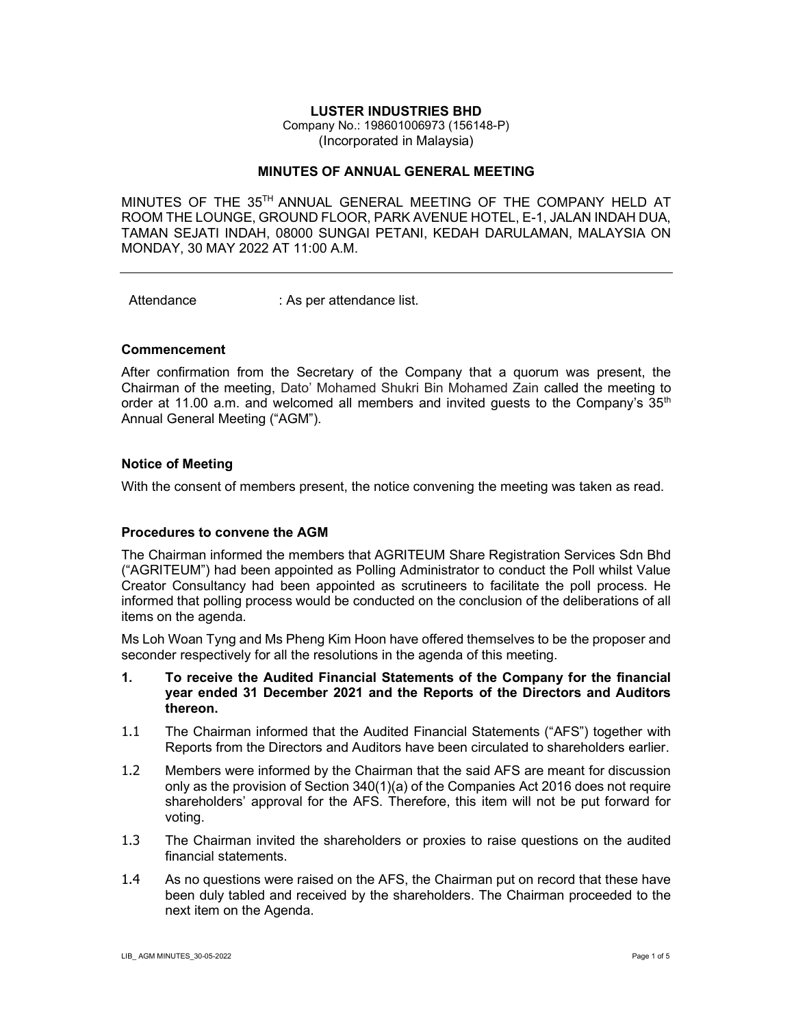**LUSTER INDUSTRIES BHD**
Company No.: 198601006973 (156148-P)
(Incorporated in Malaysia)

## MINUTES OF ANNUAL GENERAL MEETING

MINUTES OF THE 35TH ANNUAL GENERAL MEETING OF THE COMPANY HELD AT ROOM THE LOUNGE, GROUND FLOOR, PARK AVENUE HOTEL, E-1, JALAN INDAH DUA, TAMAN SEJATI INDAH, 08000 SUNGAI PETANI, KEDAH DARULAMAN, MALAYSIA ON MONDAY, 30 MAY 2022 AT 11:00 A.M.

---

Attendance : As per attendance list.

### Commencement

After confirmation from the Secretary of the Company that a quorum was present, the Chairman of the meeting, Dato' Mohamed Shukri Bin Mohamed Zain called the meeting to order at 11.00 a.m. and welcomed all members and invited guests to the Company's 35th Annual General Meeting ("AGM").

### Notice of Meeting

With the consent of members present, the notice convening the meeting was taken as read.

### Procedures to convene the AGM

The Chairman informed the members that AGRITEUM Share Registration Services Sdn Bhd ("AGRITEUM") had been appointed as Polling Administrator to conduct the Poll whilst Value Creator Consultancy had been appointed as scrutineers to facilitate the poll process. He informed that polling process would be conducted on the conclusion of the deliberations of all items on the agenda.

Ms Loh Woan Tyng and Ms Pheng Kim Hoon have offered themselves to be the proposer and seconder respectively for all the resolutions in the agenda of this meeting.

**1. To receive the Audited Financial Statements of the Company for the financial year ended 31 December 2021 and the Reports of the Directors and Auditors thereon.**

1.1 The Chairman informed that the Audited Financial Statements ("AFS") together with Reports from the Directors and Auditors have been circulated to shareholders earlier.

1.2 Members were informed by the Chairman that the said AFS are meant for discussion only as the provision of Section 340(1)(a) of the Companies Act 2016 does not require shareholders' approval for the AFS. Therefore, this item will not be put forward for voting.

1.3 The Chairman invited the shareholders or proxies to raise questions on the audited financial statements.

1.4 As no questions were raised on the AFS, the Chairman put on record that these have been duly tabled and received by the shareholders. The Chairman proceeded to the next item on the Agenda.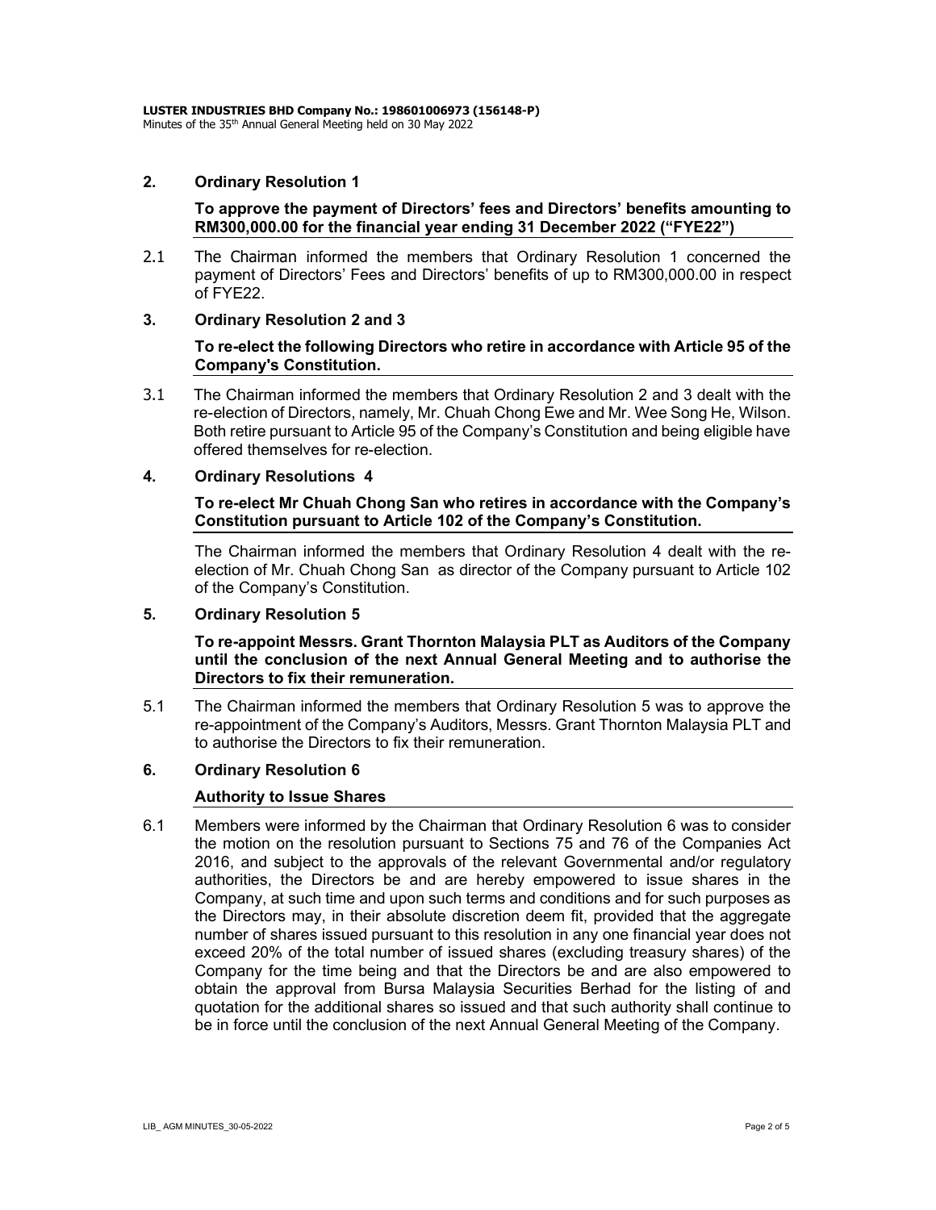## 2. Ordinary Resolution 1

**To approve the payment of Directors' fees and Directors' benefits amounting to RM300,000.00 for the financial year ending 31 December 2022 ("FYE22")**

2.1 The Chairman informed the members that Ordinary Resolution 1 concerned the payment of Directors' Fees and Directors' benefits of up to RM300,000.00 in respect of FYE22.

## 3. Ordinary Resolution 2 and 3

**To re-elect the following Directors who retire in accordance with Article 95 of the Company's Constitution.**

3.1 The Chairman informed the members that Ordinary Resolution 2 and 3 dealt with the re-election of Directors, namely, Mr. Chuah Chong Ewe and Mr. Wee Song He, Wilson. Both retire pursuant to Article 95 of the Company's Constitution and being eligible have offered themselves for re-election.

## 4. Ordinary Resolutions 4

**To re-elect Mr Chuah Chong San who retires in accordance with the Company's Constitution pursuant to Article 102 of the Company's Constitution.**

The Chairman informed the members that Ordinary Resolution 4 dealt with the re-election of Mr. Chuah Chong San as director of the Company pursuant to Article 102 of the Company's Constitution.

## 5. Ordinary Resolution 5

**To re-appoint Messrs. Grant Thornton Malaysia PLT as Auditors of the Company until the conclusion of the next Annual General Meeting and to authorise the Directors to fix their remuneration.**

5.1 The Chairman informed the members that Ordinary Resolution 5 was to approve the re-appointment of the Company's Auditors, Messrs. Grant Thornton Malaysia PLT and to authorise the Directors to fix their remuneration.

## 6. Ordinary Resolution 6

**Authority to Issue Shares**

6.1 Members were informed by the Chairman that Ordinary Resolution 6 was to consider the motion on the resolution pursuant to Sections 75 and 76 of the Companies Act 2016, and subject to the approvals of the relevant Governmental and/or regulatory authorities, the Directors be and are hereby empowered to issue shares in the Company, at such time and upon such terms and conditions and for such purposes as the Directors may, in their absolute discretion deem fit, provided that the aggregate number of shares issued pursuant to this resolution in any one financial year does not exceed 20% of the total number of issued shares (excluding treasury shares) of the Company for the time being and that the Directors be and are also empowered to obtain the approval from Bursa Malaysia Securities Berhad for the listing of and quotation for the additional shares so issued and that such authority shall continue to be in force until the conclusion of the next Annual General Meeting of the Company.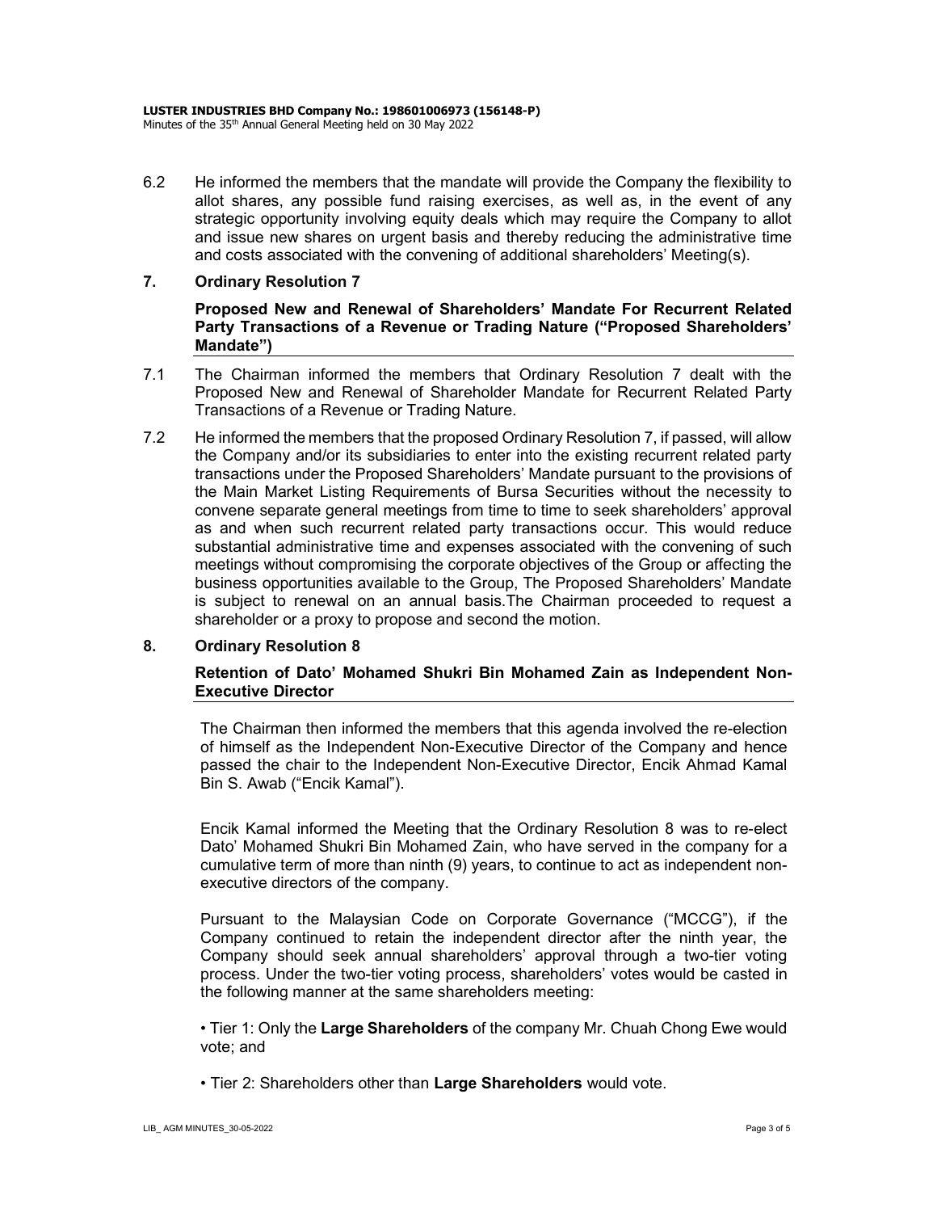6.2 He informed the members that the mandate will provide the Company the flexibility to allot shares, any possible fund raising exercises, as well as, in the event of any strategic opportunity involving equity deals which may require the Company to allot and issue new shares on urgent basis and thereby reducing the administrative time and costs associated with the convening of additional shareholders' Meeting(s).

## 7. Ordinary Resolution 7

**Proposed New and Renewal of Shareholders' Mandate For Recurrent Related Party Transactions of a Revenue or Trading Nature ("Proposed Shareholders' Mandate")**

7.1 The Chairman informed the members that Ordinary Resolution 7 dealt with the Proposed New and Renewal of Shareholder Mandate for Recurrent Related Party Transactions of a Revenue or Trading Nature.

7.2 He informed the members that the proposed Ordinary Resolution 7, if passed, will allow the Company and/or its subsidiaries to enter into the existing recurrent related party transactions under the Proposed Shareholders' Mandate pursuant to the provisions of the Main Market Listing Requirements of Bursa Securities without the necessity to convene separate general meetings from time to time to seek shareholders' approval as and when such recurrent related party transactions occur. This would reduce substantial administrative time and expenses associated with the convening of such meetings without compromising the corporate objectives of the Group or affecting the business opportunities available to the Group, The Proposed Shareholders' Mandate is subject to renewal on an annual basis.The Chairman proceeded to request a shareholder or a proxy to propose and second the motion.

## 8. Ordinary Resolution 8

**Retention of Dato' Mohamed Shukri Bin Mohamed Zain as Independent Non-Executive Director**

The Chairman then informed the members that this agenda involved the re-election of himself as the Independent Non-Executive Director of the Company and hence passed the chair to the Independent Non-Executive Director, Encik Ahmad Kamal Bin S. Awab ("Encik Kamal").

Encik Kamal informed the Meeting that the Ordinary Resolution 8 was to re-elect Dato' Mohamed Shukri Bin Mohamed Zain, who have served in the company for a cumulative term of more than ninth (9) years, to continue to act as independent non-executive directors of the company.

Pursuant to the Malaysian Code on Corporate Governance ("MCCG"), if the Company continued to retain the independent director after the ninth year, the Company should seek annual shareholders' approval through a two-tier voting process. Under the two-tier voting process, shareholders' votes would be casted in the following manner at the same shareholders meeting:

• Tier 1: Only the **Large Shareholders** of the company Mr. Chuah Chong Ewe would vote; and

• Tier 2: Shareholders other than **Large Shareholders** would vote.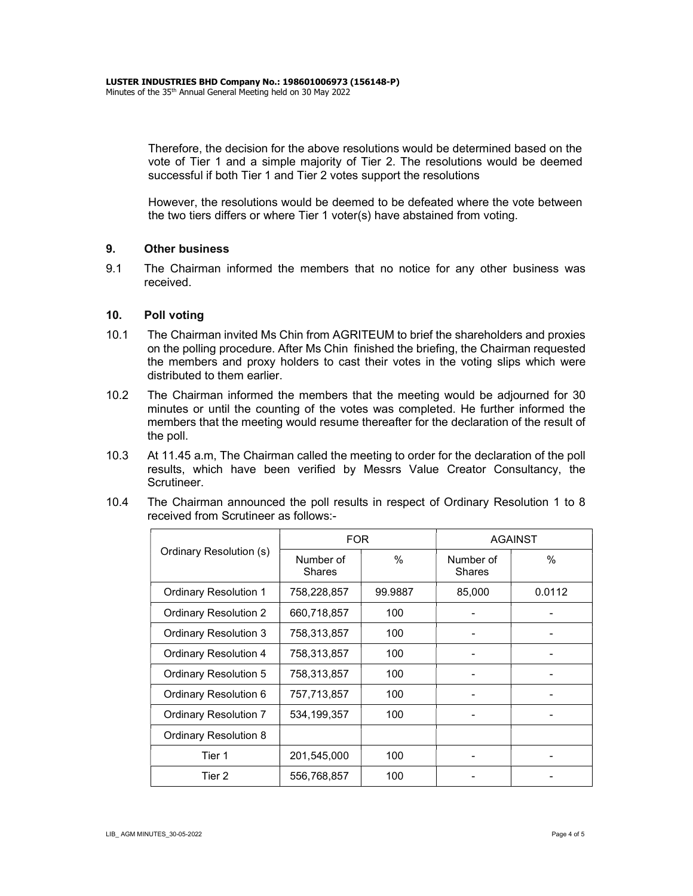Therefore, the decision for the above resolutions would be determined based on the vote of Tier 1 and a simple majority of Tier 2. The resolutions would be deemed successful if both Tier 1 and Tier 2 votes support the resolutions

However, the resolutions would be deemed to be defeated where the vote between the two tiers differs or where Tier 1 voter(s) have abstained from voting.

## 9. Other business

9.1 The Chairman informed the members that no notice for any other business was received.

## 10. Poll voting

10.1 The Chairman invited Ms Chin from AGRITEUM to brief the shareholders and proxies on the polling procedure. After Ms Chin finished the briefing, the Chairman requested the members and proxy holders to cast their votes in the voting slips which were distributed to them earlier.

10.2 The Chairman informed the members that the meeting would be adjourned for 30 minutes or until the counting of the votes was completed. He further informed the members that the meeting would resume thereafter for the declaration of the result of the poll.

10.3 At 11.45 a.m, The Chairman called the meeting to order for the declaration of the poll results, which have been verified by Messrs Value Creator Consultancy, the Scrutineer.

10.4 The Chairman announced the poll results in respect of Ordinary Resolution 1 to 8 received from Scrutineer as follows:-

| Ordinary Resolution (s) | FOR | | AGAINST | |
|---|---|---|---|---|
| | Number of Shares | % | Number of Shares | % |
| Ordinary Resolution 1 | 758,228,857 | 99.9887 | 85,000 | 0.0112 |
| Ordinary Resolution 2 | 660,718,857 | 100 | - | - |
| Ordinary Resolution 3 | 758,313,857 | 100 | - | - |
| Ordinary Resolution 4 | 758,313,857 | 100 | - | - |
| Ordinary Resolution 5 | 758,313,857 | 100 | - | - |
| Ordinary Resolution 6 | 757,713,857 | 100 | - | - |
| Ordinary Resolution 7 | 534,199,357 | 100 | - | - |
| Ordinary Resolution 8 | | | | |
| Tier 1 | 201,545,000 | 100 | - | - |
| Tier 2 | 556,768,857 | 100 | - | - |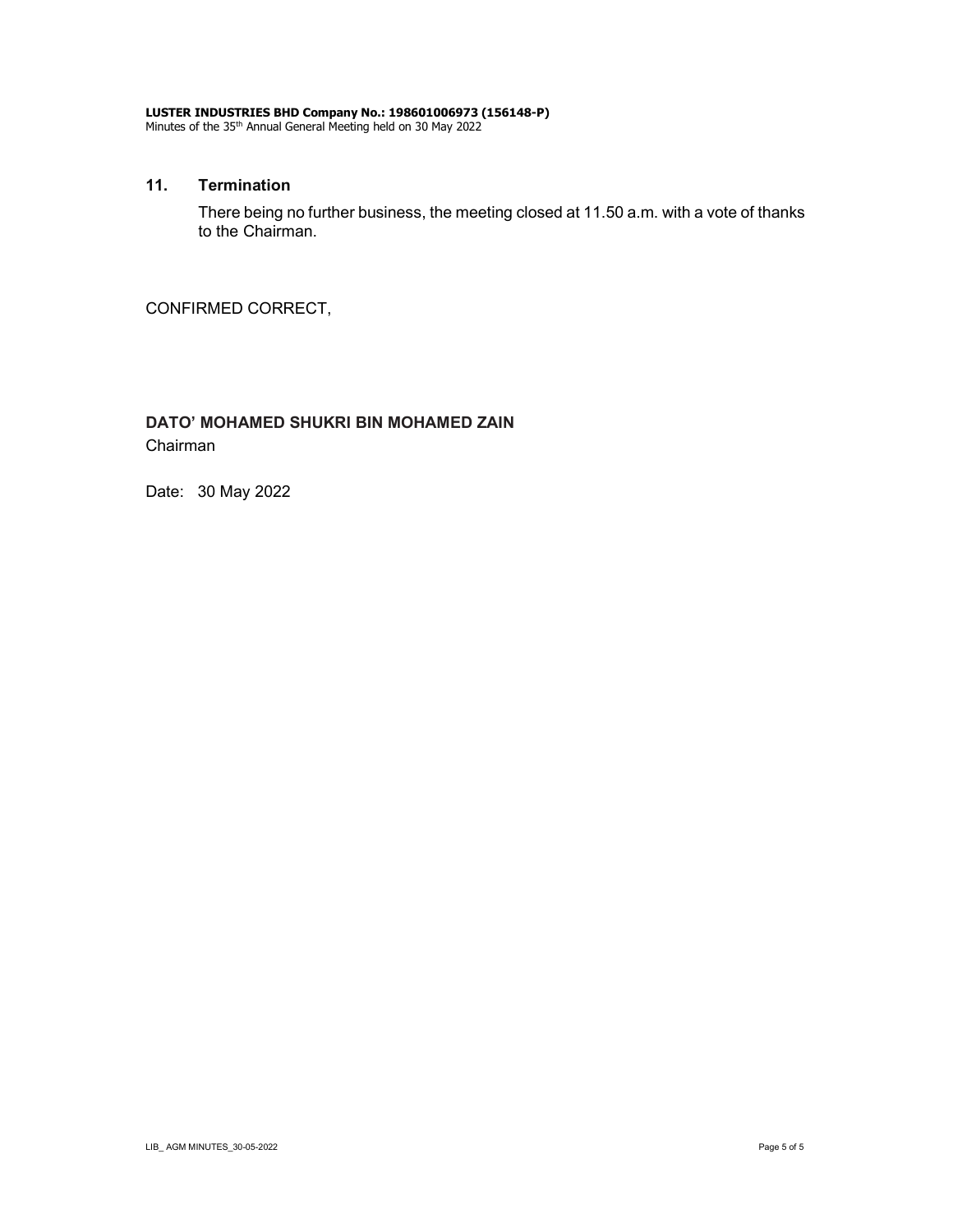## 11. Termination

There being no further business, the meeting closed at 11.50 a.m. with a vote of thanks to the Chairman.

CONFIRMED CORRECT,

**DATO' MOHAMED SHUKRI BIN MOHAMED ZAIN**
Chairman

Date: 30 May 2022